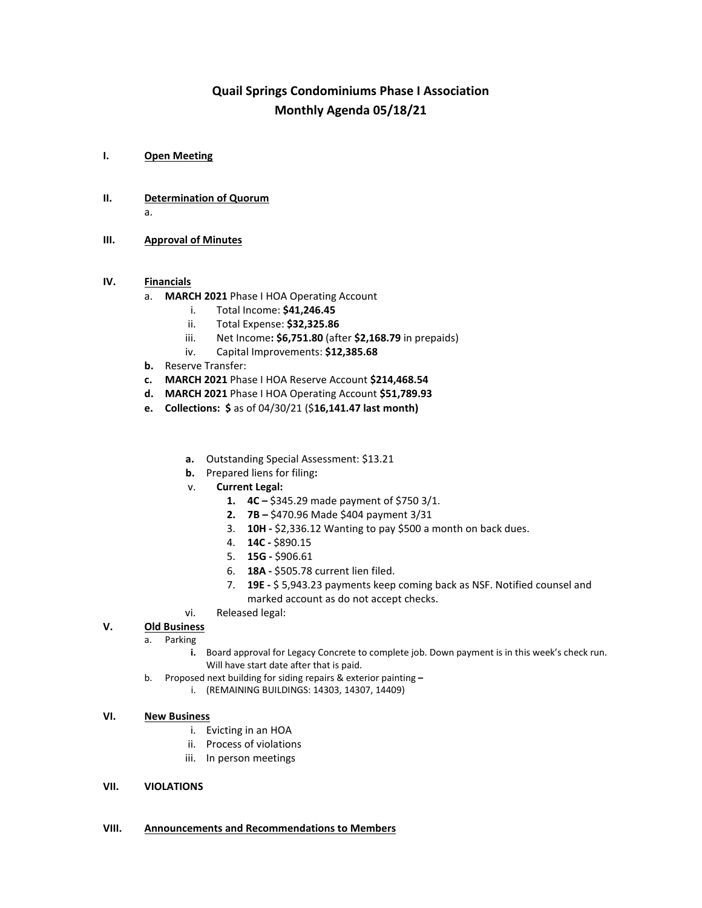# Quail Springs Condominiums Phase I Association
## Monthly Agenda 05/18/21

**I. Open Meeting**

**II. Determination of Quorum**

a.

**III. Approval of Minutes**

**IV. Financials**

a. **MARCH 2021** Phase I HOA Operating Account
   i. Total Income: **$41,246.45**
   ii. Total Expense: **$32,325.86**
   iii. Net Income**: $6,751.80** (after **$2,168.79** in prepaids)
   iv. Capital Improvements: **$12,385.68**

**b.** Reserve Transfer:

**c. MARCH 2021** Phase I HOA Reserve Account **$214,468.54**

**d. MARCH 2021** Phase I HOA Operating Account **$51,789.93**

**e. Collections: $** as of 04/30/21 ($**16,141.47 last month)**

**a.** Outstanding Special Assessment: $13.21

**b.** Prepared liens for filing**:**

v. **Current Legal:**
   1. **4C –** $345.29 made payment of $750 3/1.
   2. **7B –** $470.96 Made $404 payment 3/31
   3. **10H -** $2,336.12 Wanting to pay $500 a month on back dues.
   4. **14C -** $890.15
   5. **15G -** $906.61
   6. **18A -** $505.78 current lien filed.
   7. **19E -** $ 5,943.23 payments keep coming back as NSF. Notified counsel and marked account as do not accept checks.

vi. Released legal:

**V. Old Business**

a. Parking
   **i.** Board approval for Legacy Concrete to complete job. Down payment is in this week's check run. Will have start date after that is paid.

b. Proposed next building for siding repairs & exterior painting **–**
   i. (REMAINING BUILDINGS: 14303, 14307, 14409)

**VI. New Business**

i. Evicting in an HOA
ii. Process of violations
iii. In person meetings

**VII. VIOLATIONS**

**VIII. Announcements and Recommendations to Members**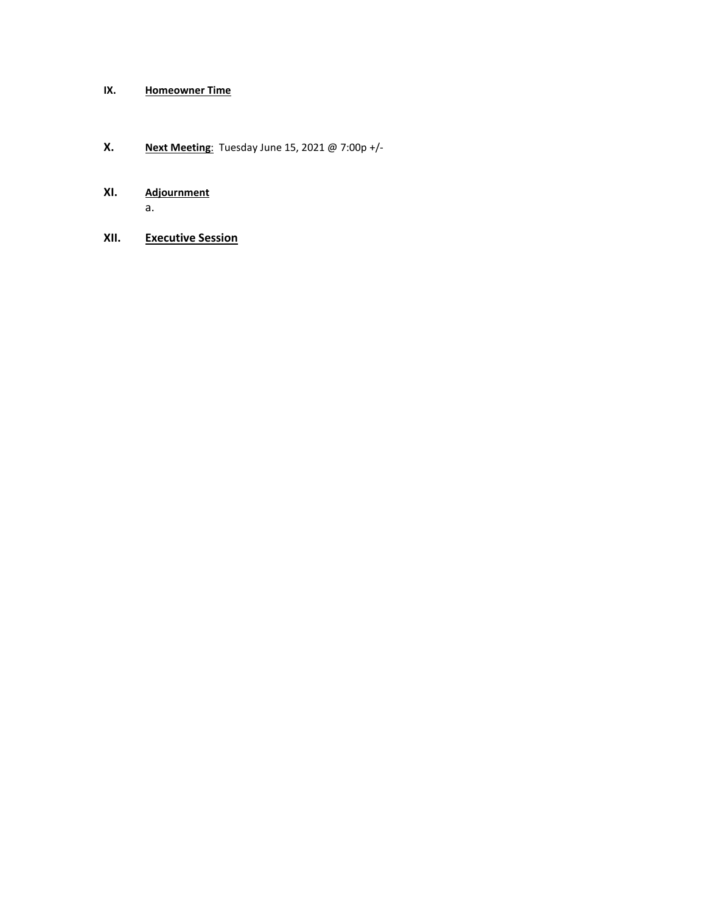**IX.** **Homeowner Time**

**X.** **Next Meeting**: Tuesday June 15, 2021 @ 7:00p +/-

**XI.** **Adjournment**

a.

**XII.** **Executive Session**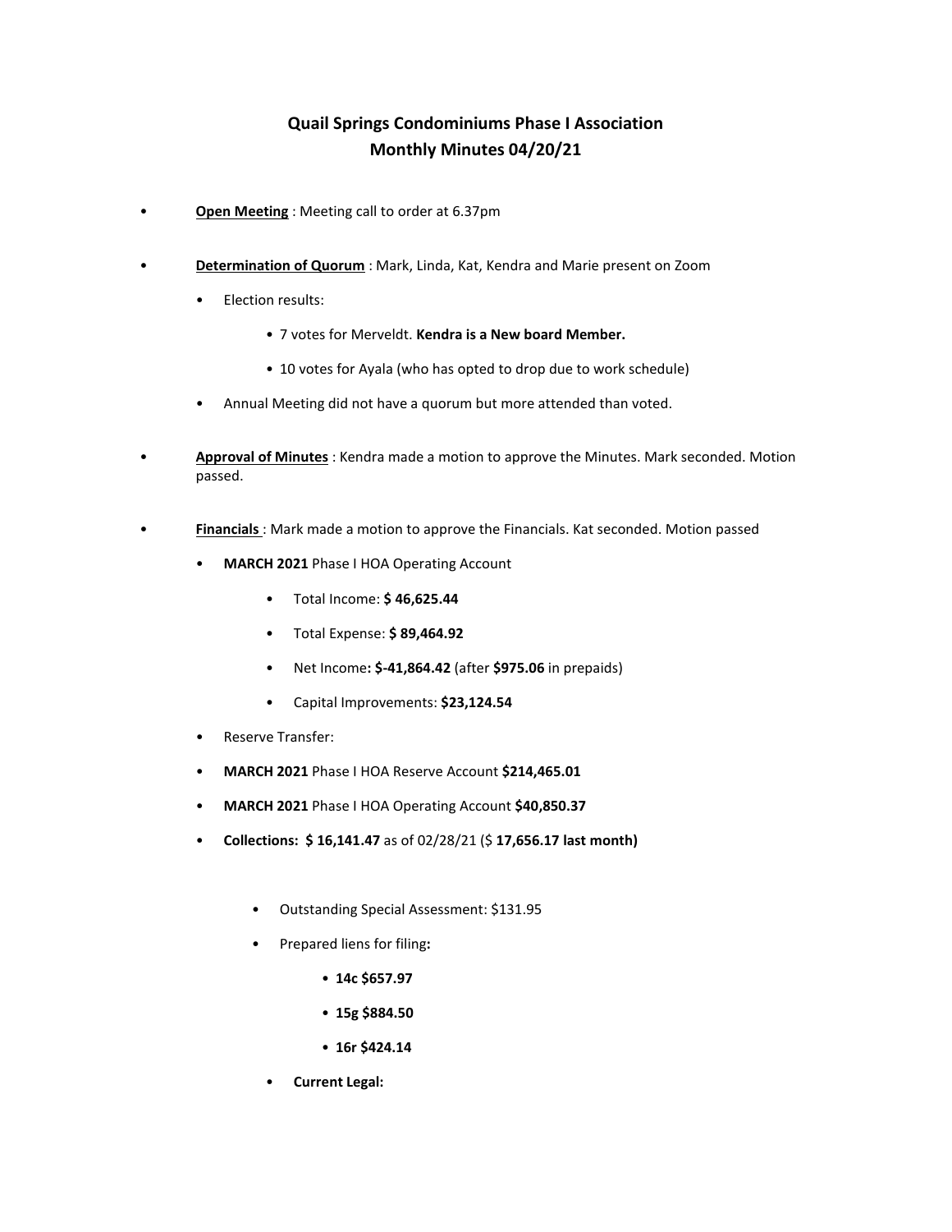# Quail Springs Condominiums Phase I Association
# Monthly Minutes 04/20/21

- **Open Meeting** : Meeting call to order at 6.37pm

- **Determination of Quorum** : Mark, Linda, Kat, Kendra and Marie present on Zoom
  - Election results:
    - 7 votes for Merveldt. **Kendra is a New board Member.**
    - 10 votes for Ayala (who has opted to drop due to work schedule)
  - Annual Meeting did not have a quorum but more attended than voted.

- **Approval of Minutes** : Kendra made a motion to approve the Minutes. Mark seconded. Motion passed.

- **Financials** : Mark made a motion to approve the Financials. Kat seconded. Motion passed
  - **MARCH 2021** Phase I HOA Operating Account
    - Total Income: **$ 46,625.44**
    - Total Expense: **$ 89,464.92**
    - Net Income**: $-41,864.42** (after **$975.06** in prepaids)
    - Capital Improvements: **$23,124.54**
  - Reserve Transfer:
  - **MARCH 2021** Phase I HOA Reserve Account **$214,465.01**
  - **MARCH 2021** Phase I HOA Operating Account **$40,850.37**
  - **Collections: $ 16,141.47** as of 02/28/21 ($ **17,656.17 last month)**
    - Outstanding Special Assessment: $131.95
    - Prepared liens for filing**:**
      - **14c $657.97**
      - **15g $884.50**
      - **16r $424.14**
    - **Current Legal:**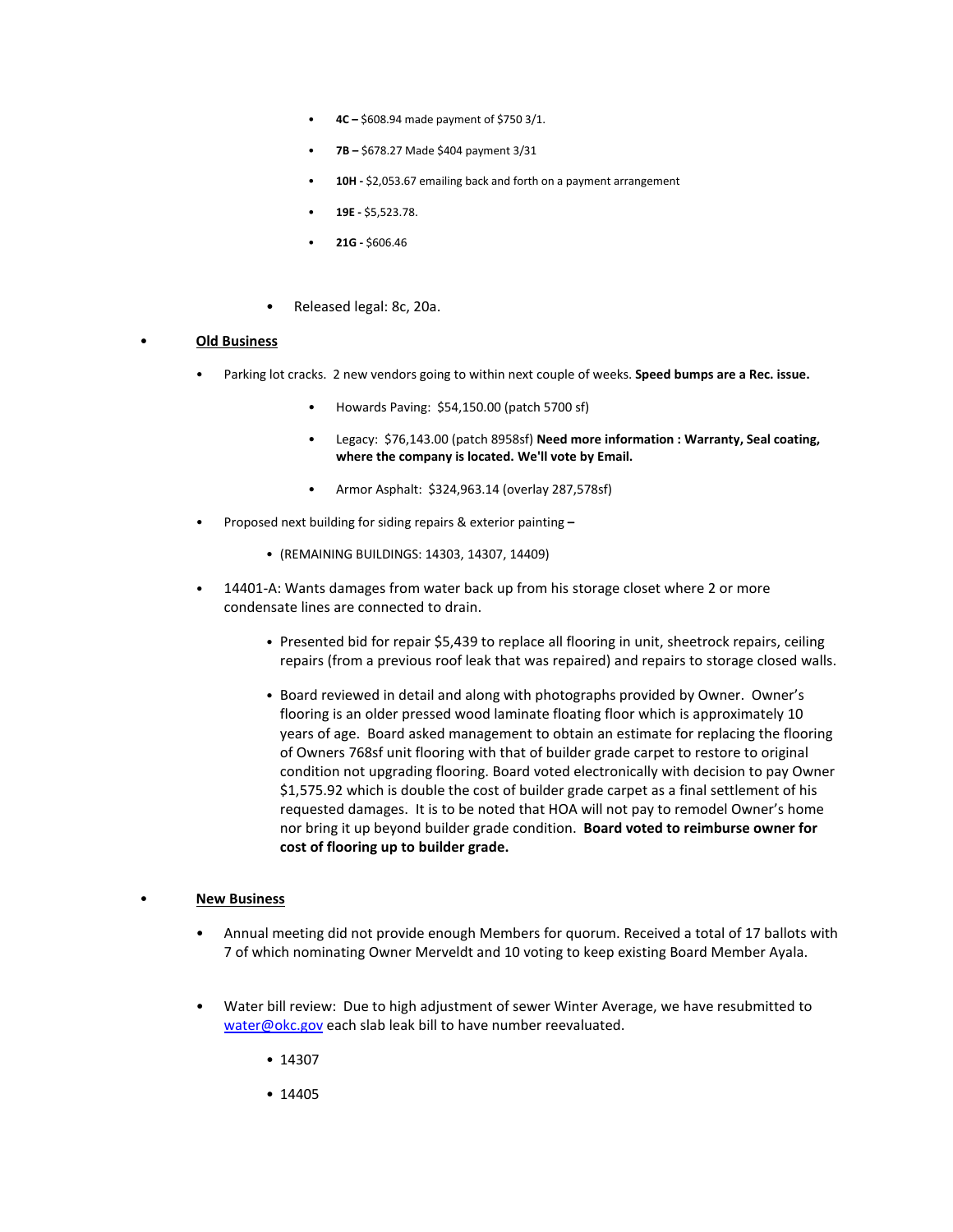- **4C –** $608.94 made payment of $750 3/1.
- **7B –** $678.27 Made $404 payment 3/31
- **10H -** $2,053.67 emailing back and forth on a payment arrangement
- **19E -** $5,523.78.
- **21G -** $606.46

- Released legal: 8c, 20a.

- **Old Business**
  - Parking lot cracks. 2 new vendors going to within next couple of weeks. **Speed bumps are a Rec. issue.**
    - Howards Paving: $54,150.00 (patch 5700 sf)
    - Legacy: $76,143.00 (patch 8958sf) **Need more information : Warranty, Seal coating, where the company is located. We'll vote by Email.**
    - Armor Asphalt: $324,963.14 (overlay 287,578sf)
  - Proposed next building for siding repairs & exterior painting **–**
    - (REMAINING BUILDINGS: 14303, 14307, 14409)
  - 14401-A: Wants damages from water back up from his storage closet where 2 or more condensate lines are connected to drain.
    - Presented bid for repair $5,439 to replace all flooring in unit, sheetrock repairs, ceiling repairs (from a previous roof leak that was repaired) and repairs to storage closed walls.
    - Board reviewed in detail and along with photographs provided by Owner. Owner's flooring is an older pressed wood laminate floating floor which is approximately 10 years of age. Board asked management to obtain an estimate for replacing the flooring of Owners 768sf unit flooring with that of builder grade carpet to restore to original condition not upgrading flooring. Board voted electronically with decision to pay Owner $1,575.92 which is double the cost of builder grade carpet as a final settlement of his requested damages. It is to be noted that HOA will not pay to remodel Owner's home nor bring it up beyond builder grade condition. **Board voted to reimburse owner for cost of flooring up to builder grade.**

- **New Business**
  - Annual meeting did not provide enough Members for quorum. Received a total of 17 ballots with 7 of which nominating Owner Merveldt and 10 voting to keep existing Board Member Ayala.
  - Water bill review: Due to high adjustment of sewer Winter Average, we have resubmitted to water@okc.gov each slab leak bill to have number reevaluated.
    - 14307
    - 14405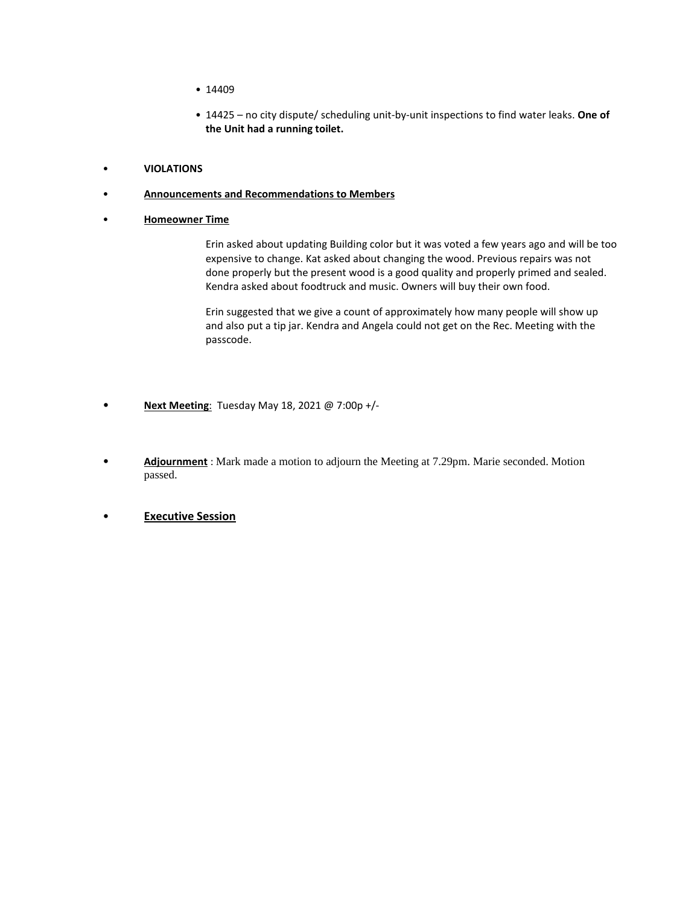- 14409
   - 14425 – no city dispute/ scheduling unit-by-unit inspections to find water leaks. **One of the Unit had a running toilet.**

- **VIOLATIONS**
- **Announcements and Recommendations to Members**
- **Homeowner Time**

  Erin asked about updating Building color but it was voted a few years ago and will be too expensive to change. Kat asked about changing the wood. Previous repairs was not done properly but the present wood is a good quality and properly primed and sealed. Kendra asked about foodtruck and music. Owners will buy their own food.

  Erin suggested that we give a count of approximately how many people will show up and also put a tip jar. Kendra and Angela could not get on the Rec. Meeting with the passcode.

- **Next Meeting**: Tuesday May 18, 2021 @ 7:00p +/-

- **Adjournment** : Mark made a motion to adjourn the Meeting at 7.29pm. Marie seconded. Motion passed.

- **Executive Session**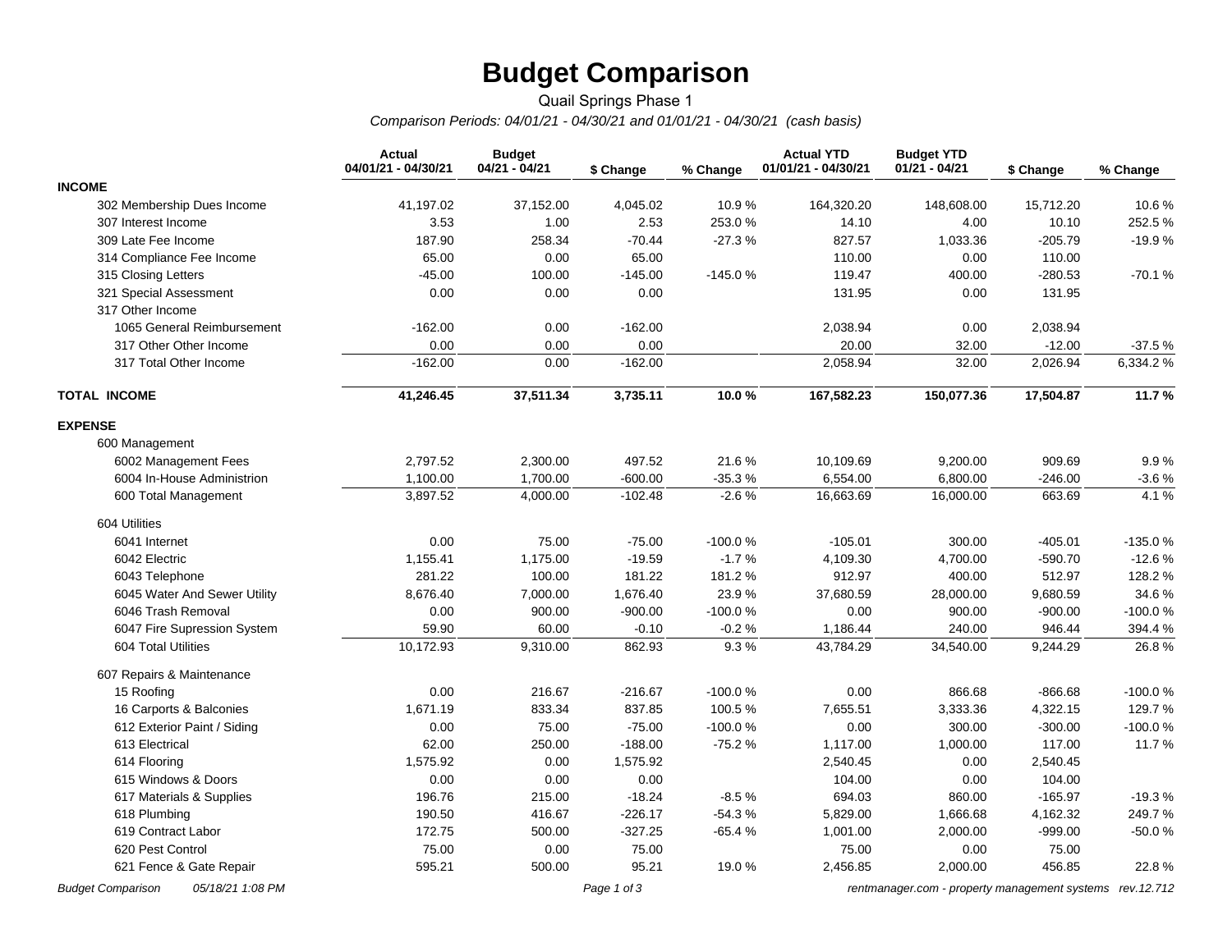# Budget Comparison

Quail Springs Phase 1

*Comparison Periods: 04/01/21 - 04/30/21 and 01/01/21 - 04/30/21 (cash basis)*

| | Actual 04/01/21 - 04/30/21 | Budget 04/21 - 04/21 | $ Change | % Change | Actual YTD 01/01/21 - 04/30/21 | Budget YTD 01/21 - 04/21 | $ Change | % Change |
|---|---|---|---|---|---|---|---|---|
| **INCOME** | | | | | | | | |
| 302 Membership Dues Income | 41,197.02 | 37,152.00 | 4,045.02 | 10.9 % | 164,320.20 | 148,608.00 | 15,712.20 | 10.6 % |
| 307 Interest Income | 3.53 | 1.00 | 2.53 | 253.0 % | 14.10 | 4.00 | 10.10 | 252.5 % |
| 309 Late Fee Income | 187.90 | 258.34 | -70.44 | -27.3 % | 827.57 | 1,033.36 | -205.79 | -19.9 % |
| 314 Compliance Fee Income | 65.00 | 0.00 | 65.00 | | 110.00 | 0.00 | 110.00 | |
| 315 Closing Letters | -45.00 | 100.00 | -145.00 | -145.0 % | 119.47 | 400.00 | -280.53 | -70.1 % |
| 321 Special Assessment | 0.00 | 0.00 | 0.00 | | 131.95 | 0.00 | 131.95 | |
| 317 Other Income | | | | | | | | |
| 1065 General Reimbursement | -162.00 | 0.00 | -162.00 | | 2,038.94 | 0.00 | 2,038.94 | |
| 317 Other Other Income | 0.00 | 0.00 | 0.00 | | 20.00 | 32.00 | -12.00 | -37.5 % |
| 317 Total Other Income | -162.00 | 0.00 | -162.00 | | 2,058.94 | 32.00 | 2,026.94 | 6,334.2 % |
| **TOTAL INCOME** | **41,246.45** | **37,511.34** | **3,735.11** | **10.0 %** | **167,582.23** | **150,077.36** | **17,504.87** | **11.7 %** |
| **EXPENSE** | | | | | | | | |
| 600 Management | | | | | | | | |
| 6002 Management Fees | 2,797.52 | 2,300.00 | 497.52 | 21.6 % | 10,109.69 | 9,200.00 | 909.69 | 9.9 % |
| 6004 In-House Administrion | 1,100.00 | 1,700.00 | -600.00 | -35.3 % | 6,554.00 | 6,800.00 | -246.00 | -3.6 % |
| 600 Total Management | 3,897.52 | 4,000.00 | -102.48 | -2.6 % | 16,663.69 | 16,000.00 | 663.69 | 4.1 % |
| 604 Utilities | | | | | | | | |
| 6041 Internet | 0.00 | 75.00 | -75.00 | -100.0 % | -105.01 | 300.00 | -405.01 | -135.0 % |
| 6042 Electric | 1,155.41 | 1,175.00 | -19.59 | -1.7 % | 4,109.30 | 4,700.00 | -590.70 | -12.6 % |
| 6043 Telephone | 281.22 | 100.00 | 181.22 | 181.2 % | 912.97 | 400.00 | 512.97 | 128.2 % |
| 6045 Water And Sewer Utility | 8,676.40 | 7,000.00 | 1,676.40 | 23.9 % | 37,680.59 | 28,000.00 | 9,680.59 | 34.6 % |
| 6046 Trash Removal | 0.00 | 900.00 | -900.00 | -100.0 % | 0.00 | 900.00 | -900.00 | -100.0 % |
| 6047 Fire Supression System | 59.90 | 60.00 | -0.10 | -0.2 % | 1,186.44 | 240.00 | 946.44 | 394.4 % |
| 604 Total Utilities | 10,172.93 | 9,310.00 | 862.93 | 9.3 % | 43,784.29 | 34,540.00 | 9,244.29 | 26.8 % |
| 607 Repairs & Maintenance | | | | | | | | |
| 15 Roofing | 0.00 | 216.67 | -216.67 | -100.0 % | 0.00 | 866.68 | -866.68 | -100.0 % |
| 16 Carports & Balconies | 1,671.19 | 833.34 | 837.85 | 100.5 % | 7,655.51 | 3,333.36 | 4,322.15 | 129.7 % |
| 612 Exterior Paint / Siding | 0.00 | 75.00 | -75.00 | -100.0 % | 0.00 | 300.00 | -300.00 | -100.0 % |
| 613 Electrical | 62.00 | 250.00 | -188.00 | -75.2 % | 1,117.00 | 1,000.00 | 117.00 | 11.7 % |
| 614 Flooring | 1,575.92 | 0.00 | 1,575.92 | | 2,540.45 | 0.00 | 2,540.45 | |
| 615 Windows & Doors | 0.00 | 0.00 | 0.00 | | 104.00 | 0.00 | 104.00 | |
| 617 Materials & Supplies | 196.76 | 215.00 | -18.24 | -8.5 % | 694.03 | 860.00 | -165.97 | -19.3 % |
| 618 Plumbing | 190.50 | 416.67 | -226.17 | -54.3 % | 5,829.00 | 1,666.68 | 4,162.32 | 249.7 % |
| 619 Contract Labor | 172.75 | 500.00 | -327.25 | -65.4 % | 1,001.00 | 2,000.00 | -999.00 | -50.0 % |
| 620 Pest Control | 75.00 | 0.00 | 75.00 | | 75.00 | 0.00 | 75.00 | |
| 621 Fence & Gate Repair | 595.21 | 500.00 | 95.21 | 19.0 % | 2,456.85 | 2,000.00 | 456.85 | 22.8 % |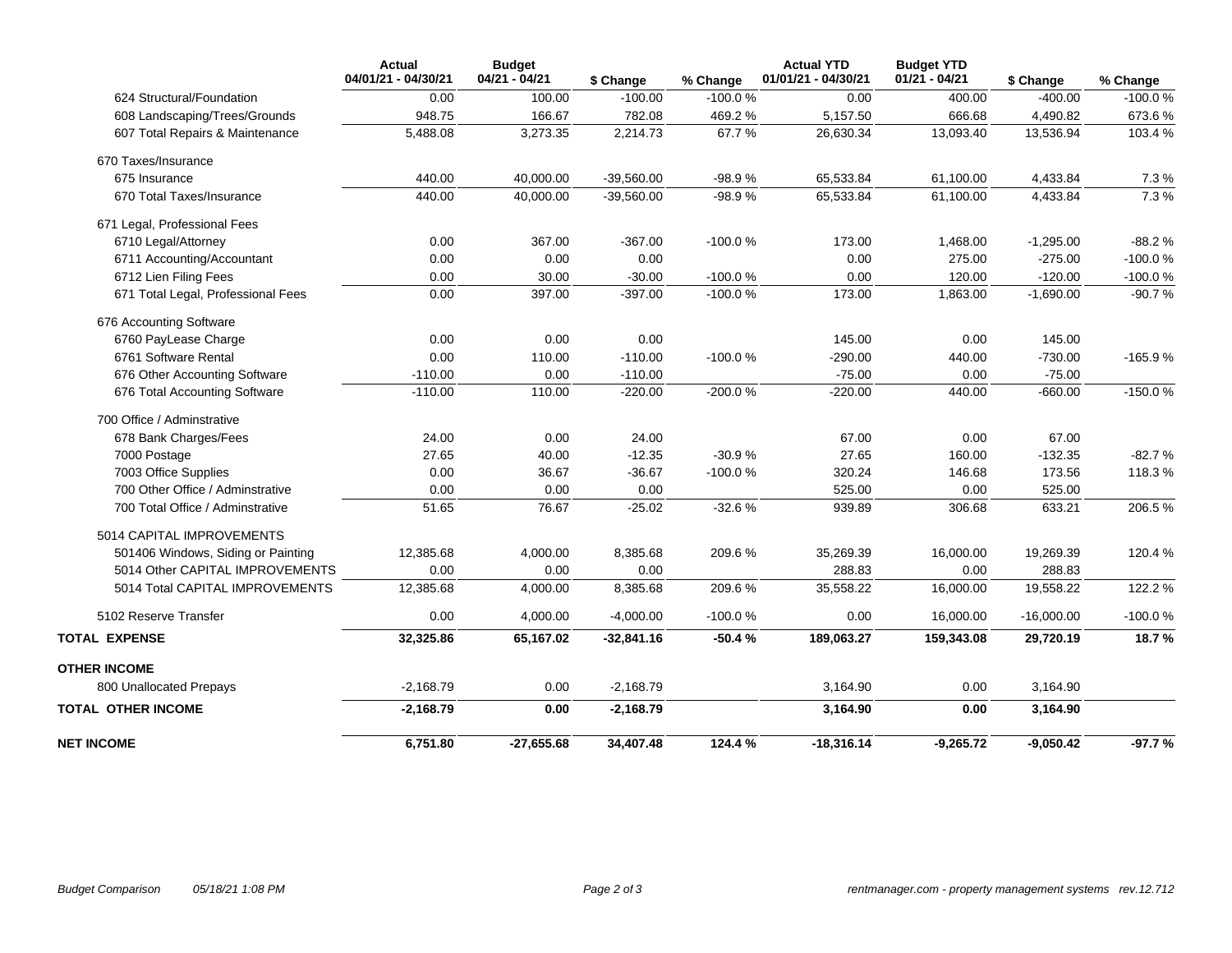| | Actual 04/01/21 - 04/30/21 | Budget 04/21 - 04/21 | $ Change | % Change | Actual YTD 01/01/21 - 04/30/21 | Budget YTD 01/21 - 04/21 | $ Change | % Change |
|---|---|---|---|---|---|---|---|---|
| 624 Structural/Foundation | 0.00 | 100.00 | -100.00 | -100.0 % | 0.00 | 400.00 | -400.00 | -100.0 % |
| 608 Landscaping/Trees/Grounds | 948.75 | 166.67 | 782.08 | 469.2 % | 5,157.50 | 666.68 | 4,490.82 | 673.6 % |
| 607 Total Repairs & Maintenance | 5,488.08 | 3,273.35 | 2,214.73 | 67.7 % | 26,630.34 | 13,093.40 | 13,536.94 | 103.4 % |
| 670 Taxes/Insurance | | | | | | | | |
| 675 Insurance | 440.00 | 40,000.00 | -39,560.00 | -98.9 % | 65,533.84 | 61,100.00 | 4,433.84 | 7.3 % |
| 670 Total Taxes/Insurance | 440.00 | 40,000.00 | -39,560.00 | -98.9 % | 65,533.84 | 61,100.00 | 4,433.84 | 7.3 % |
| 671 Legal, Professional Fees | | | | | | | | |
| 6710 Legal/Attorney | 0.00 | 367.00 | -367.00 | -100.0 % | 173.00 | 1,468.00 | -1,295.00 | -88.2 % |
| 6711 Accounting/Accountant | 0.00 | 0.00 | 0.00 | | 0.00 | 275.00 | -275.00 | -100.0 % |
| 6712 Lien Filing Fees | 0.00 | 30.00 | -30.00 | -100.0 % | 0.00 | 120.00 | -120.00 | -100.0 % |
| 671 Total Legal, Professional Fees | 0.00 | 397.00 | -397.00 | -100.0 % | 173.00 | 1,863.00 | -1,690.00 | -90.7 % |
| 676 Accounting Software | | | | | | | | |
| 6760 PayLease Charge | 0.00 | 0.00 | 0.00 | | 145.00 | 0.00 | 145.00 | |
| 6761 Software Rental | 0.00 | 110.00 | -110.00 | -100.0 % | -290.00 | 440.00 | -730.00 | -165.9 % |
| 676 Other Accounting Software | -110.00 | 0.00 | -110.00 | | -75.00 | 0.00 | -75.00 | |
| 676 Total Accounting Software | -110.00 | 110.00 | -220.00 | -200.0 % | -220.00 | 440.00 | -660.00 | -150.0 % |
| 700 Office / Adminstrative | | | | | | | | |
| 678 Bank Charges/Fees | 24.00 | 0.00 | 24.00 | | 67.00 | 0.00 | 67.00 | |
| 7000 Postage | 27.65 | 40.00 | -12.35 | -30.9 % | 27.65 | 160.00 | -132.35 | -82.7 % |
| 7003 Office Supplies | 0.00 | 36.67 | -36.67 | -100.0 % | 320.24 | 146.68 | 173.56 | 118.3 % |
| 700 Other Office / Adminstrative | 0.00 | 0.00 | 0.00 | | 525.00 | 0.00 | 525.00 | |
| 700 Total Office / Adminstrative | 51.65 | 76.67 | -25.02 | -32.6 % | 939.89 | 306.68 | 633.21 | 206.5 % |
| 5014 CAPITAL IMPROVEMENTS | | | | | | | | |
| 501406 Windows, Siding or Painting | 12,385.68 | 4,000.00 | 8,385.68 | 209.6 % | 35,269.39 | 16,000.00 | 19,269.39 | 120.4 % |
| 5014 Other CAPITAL IMPROVEMENTS | 0.00 | 0.00 | 0.00 | | 288.83 | 0.00 | 288.83 | |
| 5014 Total CAPITAL IMPROVEMENTS | 12,385.68 | 4,000.00 | 8,385.68 | 209.6 % | 35,558.22 | 16,000.00 | 19,558.22 | 122.2 % |
| 5102 Reserve Transfer | 0.00 | 4,000.00 | -4,000.00 | -100.0 % | 0.00 | 16,000.00 | -16,000.00 | -100.0 % |
| **TOTAL EXPENSE** | **32,325.86** | **65,167.02** | **-32,841.16** | **-50.4 %** | **189,063.27** | **159,343.08** | **29,720.19** | **18.7 %** |
| **OTHER INCOME** | | | | | | | | |
| 800 Unallocated Prepays | -2,168.79 | 0.00 | -2,168.79 | | 3,164.90 | 0.00 | 3,164.90 | |
| **TOTAL OTHER INCOME** | **-2,168.79** | **0.00** | **-2,168.79** | | **3,164.90** | **0.00** | **3,164.90** | |
| **NET INCOME** | **6,751.80** | **-27,655.68** | **34,407.48** | **124.4 %** | **-18,316.14** | **-9,265.72** | **-9,050.42** | **-97.7 %** |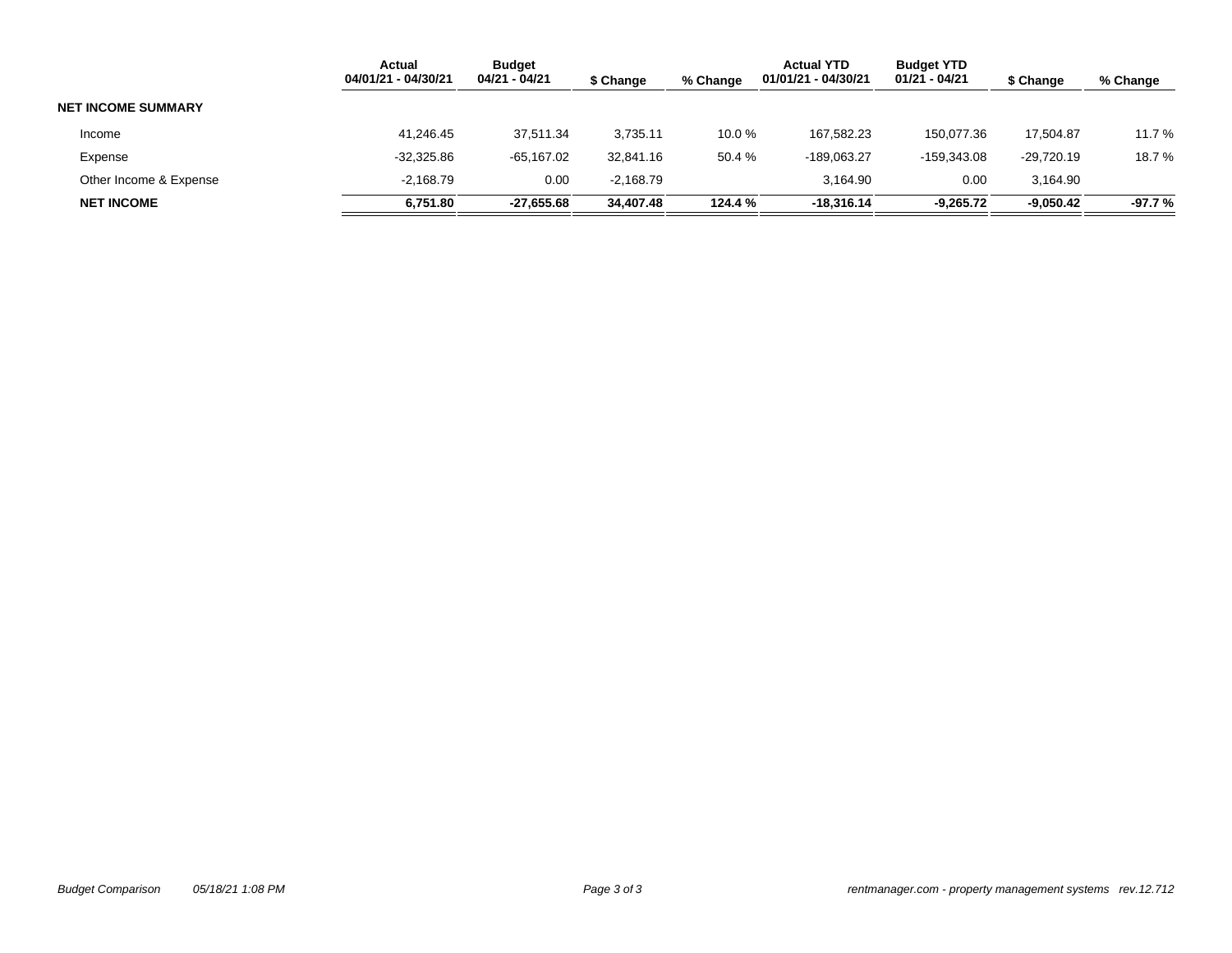| | Actual 04/01/21 - 04/30/21 | Budget 04/21 - 04/21 | $ Change | % Change | Actual YTD 01/01/21 - 04/30/21 | Budget YTD 01/21 - 04/21 | $ Change | % Change |
|---|---|---|---|---|---|---|---|---|
| **NET INCOME SUMMARY** | | | | | | | | |
| Income | 41,246.45 | 37,511.34 | 3,735.11 | 10.0 % | 167,582.23 | 150,077.36 | 17,504.87 | 11.7 % |
| Expense | -32,325.86 | -65,167.02 | 32,841.16 | 50.4 % | -189,063.27 | -159,343.08 | -29,720.19 | 18.7 % |
| Other Income & Expense | -2,168.79 | 0.00 | -2,168.79 | | 3,164.90 | 0.00 | 3,164.90 | |
| **NET INCOME** | **6,751.80** | **-27,655.68** | **34,407.48** | **124.4 %** | **-18,316.14** | **-9,265.72** | **-9,050.42** | **-97.7 %** |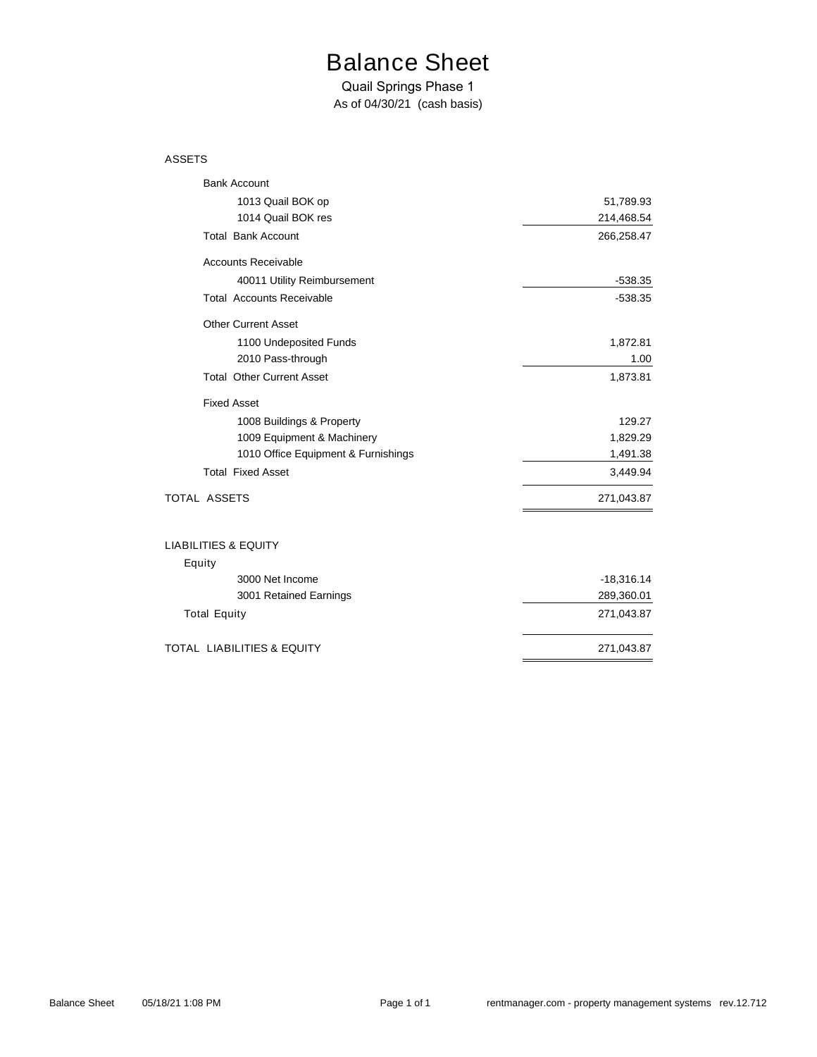# Balance Sheet

Quail Springs Phase 1

As of 04/30/21 (cash basis)

| | |
|---|---|
| **ASSETS** | |
| Bank Account | |
| 1013 Quail BOK op | 51,789.93 |
| 1014 Quail BOK res | 214,468.54 |
| Total Bank Account | 266,258.47 |
| Accounts Receivable | |
| 40011 Utility Reimbursement | -538.35 |
| Total Accounts Receivable | -538.35 |
| Other Current Asset | |
| 1100 Undeposited Funds | 1,872.81 |
| 2010 Pass-through | 1.00 |
| Total Other Current Asset | 1,873.81 |
| Fixed Asset | |
| 1008 Buildings & Property | 129.27 |
| 1009 Equipment & Machinery | 1,829.29 |
| 1010 Office Equipment & Furnishings | 1,491.38 |
| Total Fixed Asset | 3,449.94 |
| TOTAL ASSETS | 271,043.87 |
| **LIABILITIES & EQUITY** | |
| Equity | |
| 3000 Net Income | -18,316.14 |
| 3001 Retained Earnings | 289,360.01 |
| Total Equity | 271,043.87 |
| TOTAL LIABILITIES & EQUITY | 271,043.87 |

Balance Sheet 05/18/21 1:08 PM rentmanager.com - property management systems rev.12.712